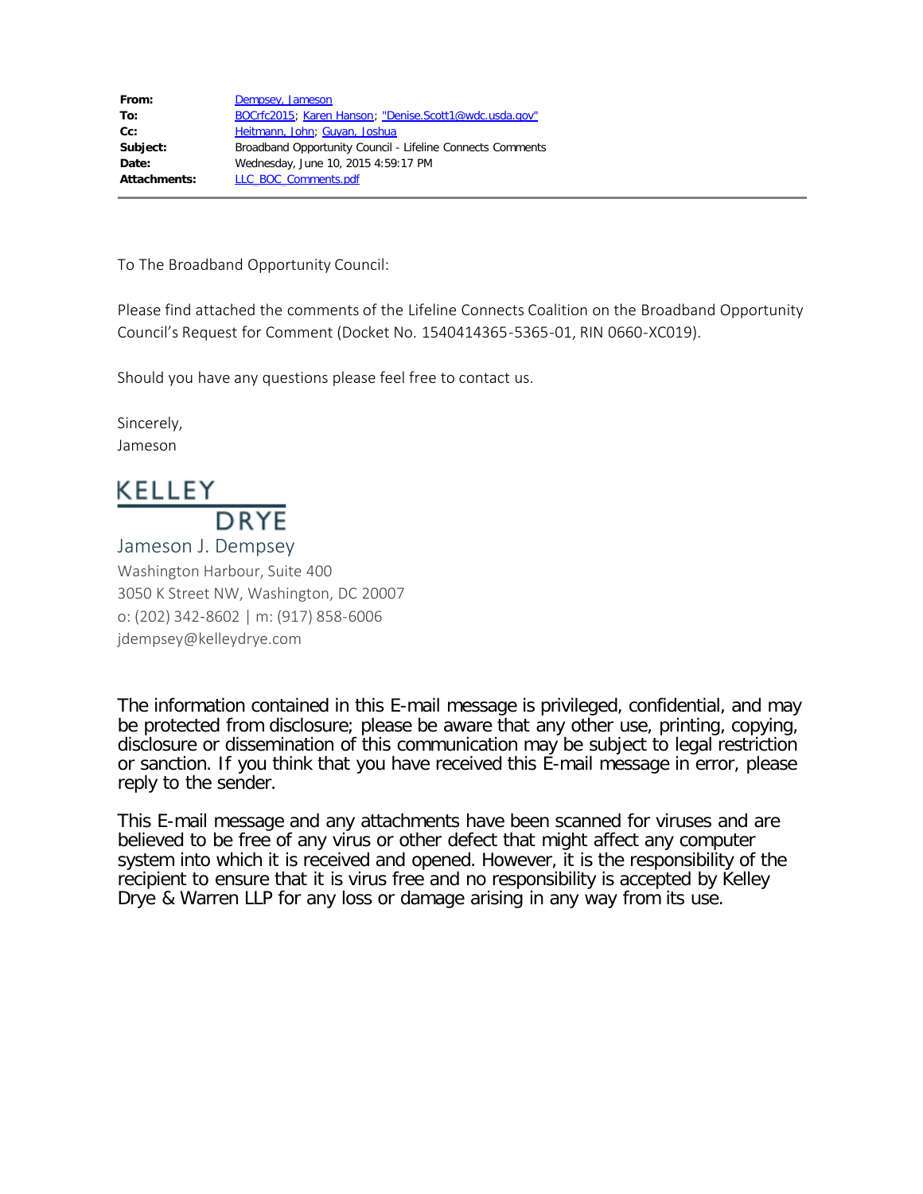| | |
|---|---|
| **From:** | Dempsey, Jameson |
| **To:** | BOCrfc2015; Karen Hanson; "Denise.Scott1@wdc.usda.gov" |
| **Cc:** | Heitmann, John; Guyan, Joshua |
| **Subject:** | Broadband Opportunity Council - Lifeline Connects Comments |
| **Date:** | Wednesday, June 10, 2015 4:59:17 PM |
| **Attachments:** | LLC_BOC_Comments.pdf |

To The Broadband Opportunity Council:

Please find attached the comments of the Lifeline Connects Coalition on the Broadband Opportunity Council's Request for Comment (Docket No. 1540414365-5365-01, RIN 0660-XC019).

Should you have any questions please feel free to contact us.

Sincerely,
Jameson

KELLEY
DRYE

Jameson J. Dempsey
Washington Harbour, Suite 400
3050 K Street NW, Washington, DC 20007
o: (202) 342-8602 | m: (917) 858-6006
jdempsey@kelleydrye.com

The information contained in this E-mail message is privileged, confidential, and may be protected from disclosure; please be aware that any other use, printing, copying, disclosure or dissemination of this communication may be subject to legal restriction or sanction. If you think that you have received this E-mail message in error, please reply to the sender.

This E-mail message and any attachments have been scanned for viruses and are believed to be free of any virus or other defect that might affect any computer system into which it is received and opened. However, it is the responsibility of the recipient to ensure that it is virus free and no responsibility is accepted by Kelley Drye & Warren LLP for any loss or damage arising in any way from its use.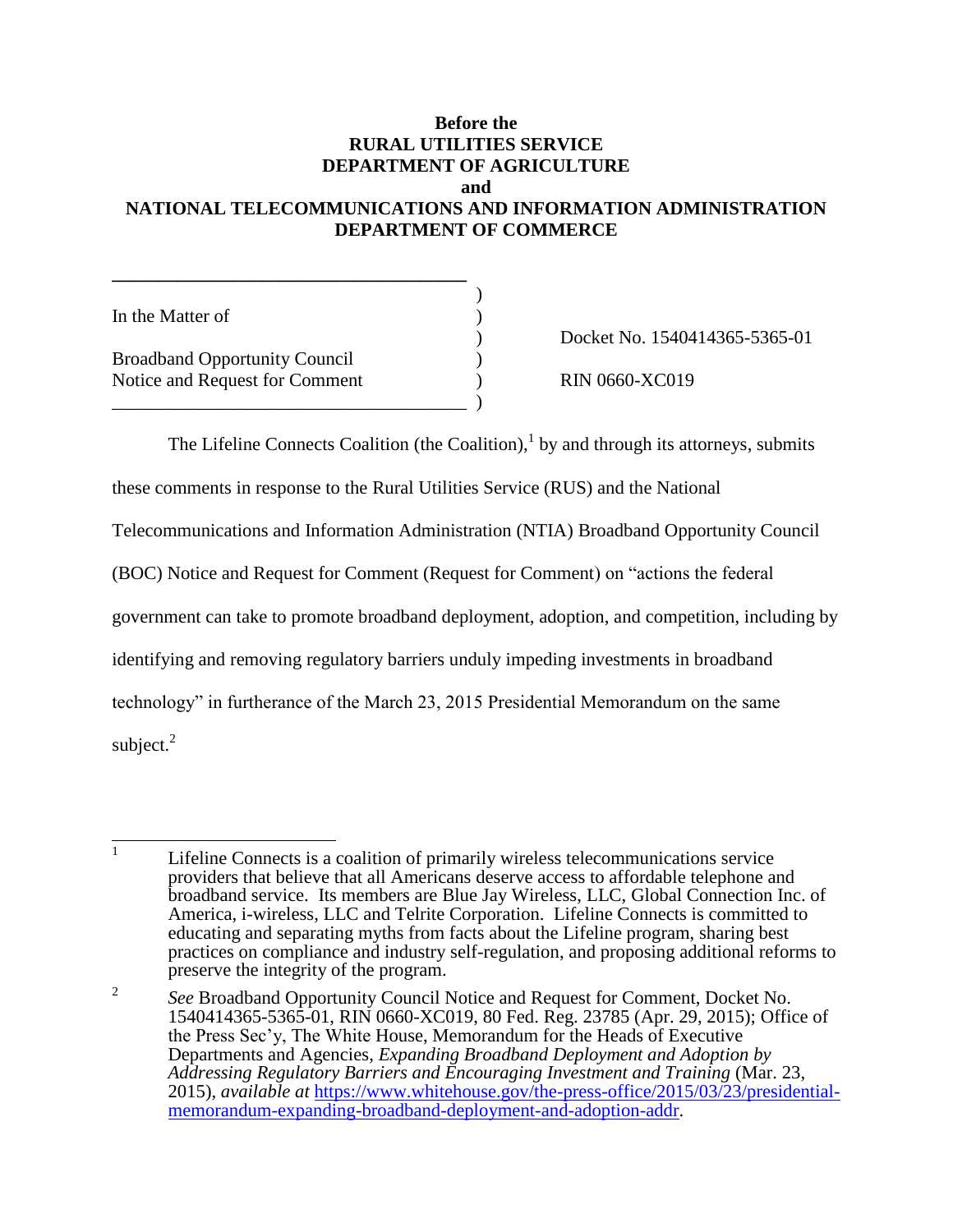**Before the**
**RURAL UTILITIES SERVICE**
**DEPARTMENT OF AGRICULTURE**
**and**
**NATIONAL TELECOMMUNICATIONS AND INFORMATION ADMINISTRATION**
**DEPARTMENT OF COMMERCE**

| | | |
|---|---|---|
| In the Matter of | ) | |
| | ) | Docket No. 1540414365-5365-01 |
| Broadband Opportunity Council | ) | |
| Notice and Request for Comment | ) | RIN 0660-XC019 |

The Lifeline Connects Coalition (the Coalition),[1] by and through its attorneys, submits these comments in response to the Rural Utilities Service (RUS) and the National Telecommunications and Information Administration (NTIA) Broadband Opportunity Council (BOC) Notice and Request for Comment (Request for Comment) on "actions the federal government can take to promote broadband deployment, adoption, and competition, including by identifying and removing regulatory barriers unduly impeding investments in broadband technology" in furtherance of the March 23, 2015 Presidential Memorandum on the same subject.[2]

---

[1] Lifeline Connects is a coalition of primarily wireless telecommunications service providers that believe that all Americans deserve access to affordable telephone and broadband service. Its members are Blue Jay Wireless, LLC, Global Connection Inc. of America, i-wireless, LLC and Telrite Corporation. Lifeline Connects is committed to educating and separating myths from facts about the Lifeline program, sharing best practices on compliance and industry self-regulation, and proposing additional reforms to preserve the integrity of the program.

[2] *See* Broadband Opportunity Council Notice and Request for Comment, Docket No. 1540414365-5365-01, RIN 0660-XC019, 80 Fed. Reg. 23785 (Apr. 29, 2015); Office of the Press Sec'y, The White House, Memorandum for the Heads of Executive Departments and Agencies, *Expanding Broadband Deployment and Adoption by Addressing Regulatory Barriers and Encouraging Investment and Training* (Mar. 23, 2015), *available at* https://www.whitehouse.gov/the-press-office/2015/03/23/presidential-memorandum-expanding-broadband-deployment-and-adoption-addr.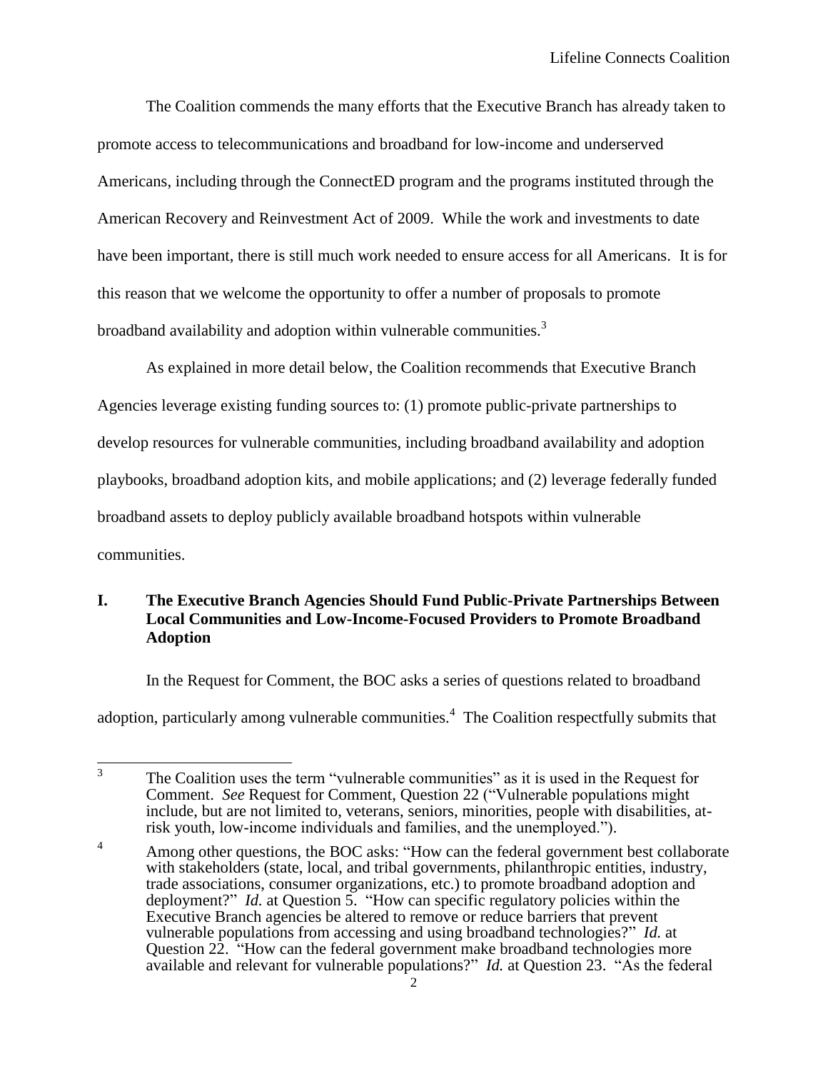The Coalition commends the many efforts that the Executive Branch has already taken to promote access to telecommunications and broadband for low-income and underserved Americans, including through the ConnectED program and the programs instituted through the American Recovery and Reinvestment Act of 2009. While the work and investments to date have been important, there is still much work needed to ensure access for all Americans. It is for this reason that we welcome the opportunity to offer a number of proposals to promote broadband availability and adoption within vulnerable communities.[3]

As explained in more detail below, the Coalition recommends that Executive Branch Agencies leverage existing funding sources to: (1) promote public-private partnerships to develop resources for vulnerable communities, including broadband availability and adoption playbooks, broadband adoption kits, and mobile applications; and (2) leverage federally funded broadband assets to deploy publicly available broadband hotspots within vulnerable communities.

## I. The Executive Branch Agencies Should Fund Public-Private Partnerships Between Local Communities and Low-Income-Focused Providers to Promote Broadband Adoption

In the Request for Comment, the BOC asks a series of questions related to broadband adoption, particularly among vulnerable communities.[4] The Coalition respectfully submits that

---

[3] The Coalition uses the term "vulnerable communities" as it is used in the Request for Comment. *See* Request for Comment, Question 22 ("Vulnerable populations might include, but are not limited to, veterans, seniors, minorities, people with disabilities, at-risk youth, low-income individuals and families, and the unemployed.").

[4] Among other questions, the BOC asks: "How can the federal government best collaborate with stakeholders (state, local, and tribal governments, philanthropic entities, industry, trade associations, consumer organizations, etc.) to promote broadband adoption and deployment?" *Id.* at Question 5. "How can specific regulatory policies within the Executive Branch agencies be altered to remove or reduce barriers that prevent vulnerable populations from accessing and using broadband technologies?" *Id.* at Question 22. "How can the federal government make broadband technologies more available and relevant for vulnerable populations?" *Id.* at Question 23. "As the federal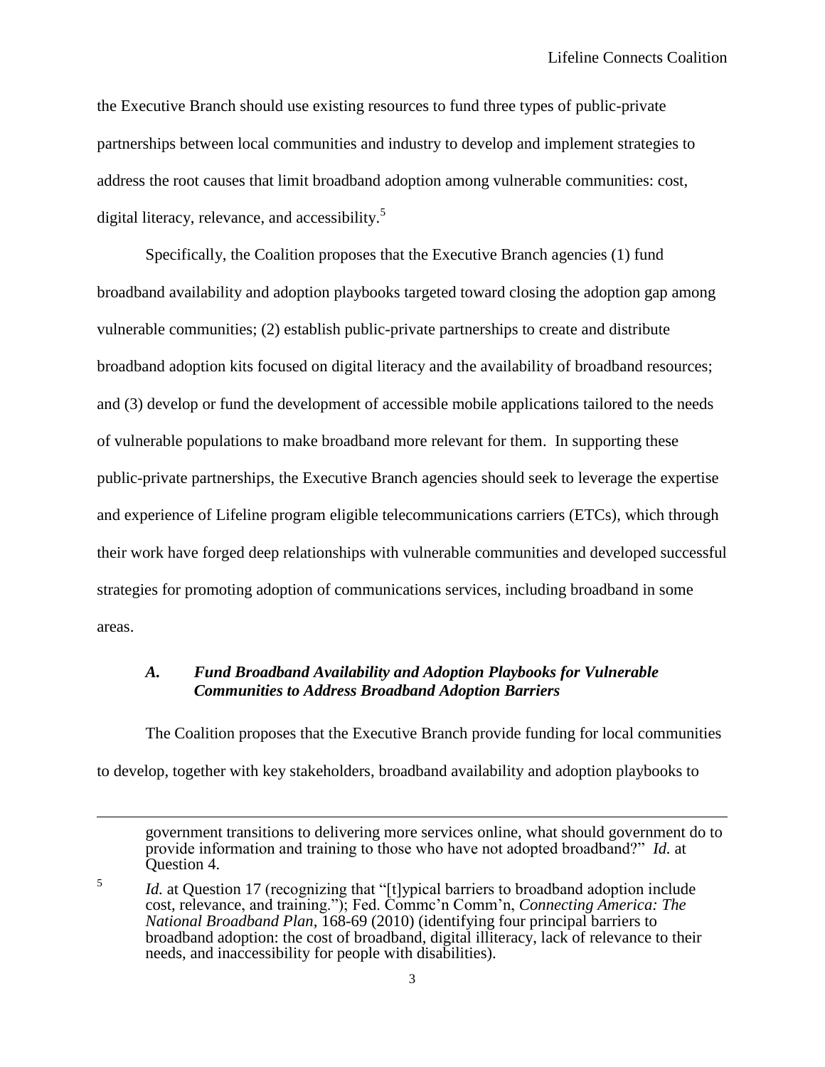the Executive Branch should use existing resources to fund three types of public-private partnerships between local communities and industry to develop and implement strategies to address the root causes that limit broadband adoption among vulnerable communities: cost, digital literacy, relevance, and accessibility.[5]

Specifically, the Coalition proposes that the Executive Branch agencies (1) fund broadband availability and adoption playbooks targeted toward closing the adoption gap among vulnerable communities; (2) establish public-private partnerships to create and distribute broadband adoption kits focused on digital literacy and the availability of broadband resources; and (3) develop or fund the development of accessible mobile applications tailored to the needs of vulnerable populations to make broadband more relevant for them. In supporting these public-private partnerships, the Executive Branch agencies should seek to leverage the expertise and experience of Lifeline program eligible telecommunications carriers (ETCs), which through their work have forged deep relationships with vulnerable communities and developed successful strategies for promoting adoption of communications services, including broadband in some areas.

### *A. Fund Broadband Availability and Adoption Playbooks for Vulnerable Communities to Address Broadband Adoption Barriers*

The Coalition proposes that the Executive Branch provide funding for local communities to develop, together with key stakeholders, broadband availability and adoption playbooks to

---

government transitions to delivering more services online, what should government do to provide information and training to those who have not adopted broadband?" *Id.* at Question 4.

[5] *Id.* at Question 17 (recognizing that "[t]ypical barriers to broadband adoption include cost, relevance, and training."); Fed. Commc'n Comm'n, *Connecting America: The National Broadband Plan*, 168-69 (2010) (identifying four principal barriers to broadband adoption: the cost of broadband, digital illiteracy, lack of relevance to their needs, and inaccessibility for people with disabilities).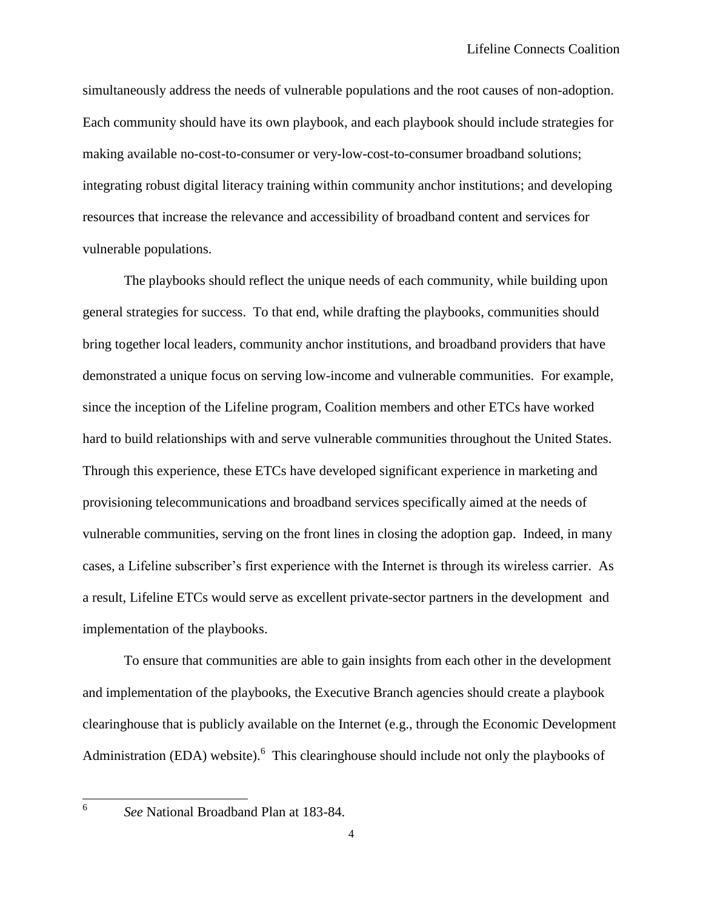simultaneously address the needs of vulnerable populations and the root causes of non-adoption. Each community should have its own playbook, and each playbook should include strategies for making available no-cost-to-consumer or very-low-cost-to-consumer broadband solutions; integrating robust digital literacy training within community anchor institutions; and developing resources that increase the relevance and accessibility of broadband content and services for vulnerable populations.

The playbooks should reflect the unique needs of each community, while building upon general strategies for success. To that end, while drafting the playbooks, communities should bring together local leaders, community anchor institutions, and broadband providers that have demonstrated a unique focus on serving low-income and vulnerable communities. For example, since the inception of the Lifeline program, Coalition members and other ETCs have worked hard to build relationships with and serve vulnerable communities throughout the United States. Through this experience, these ETCs have developed significant experience in marketing and provisioning telecommunications and broadband services specifically aimed at the needs of vulnerable communities, serving on the front lines in closing the adoption gap. Indeed, in many cases, a Lifeline subscriber's first experience with the Internet is through its wireless carrier. As a result, Lifeline ETCs would serve as excellent private-sector partners in the development and implementation of the playbooks.

To ensure that communities are able to gain insights from each other in the development and implementation of the playbooks, the Executive Branch agencies should create a playbook clearinghouse that is publicly available on the Internet (e.g., through the Economic Development Administration (EDA) website).[6] This clearinghouse should include not only the playbooks of

---

[6] *See* National Broadband Plan at 183-84.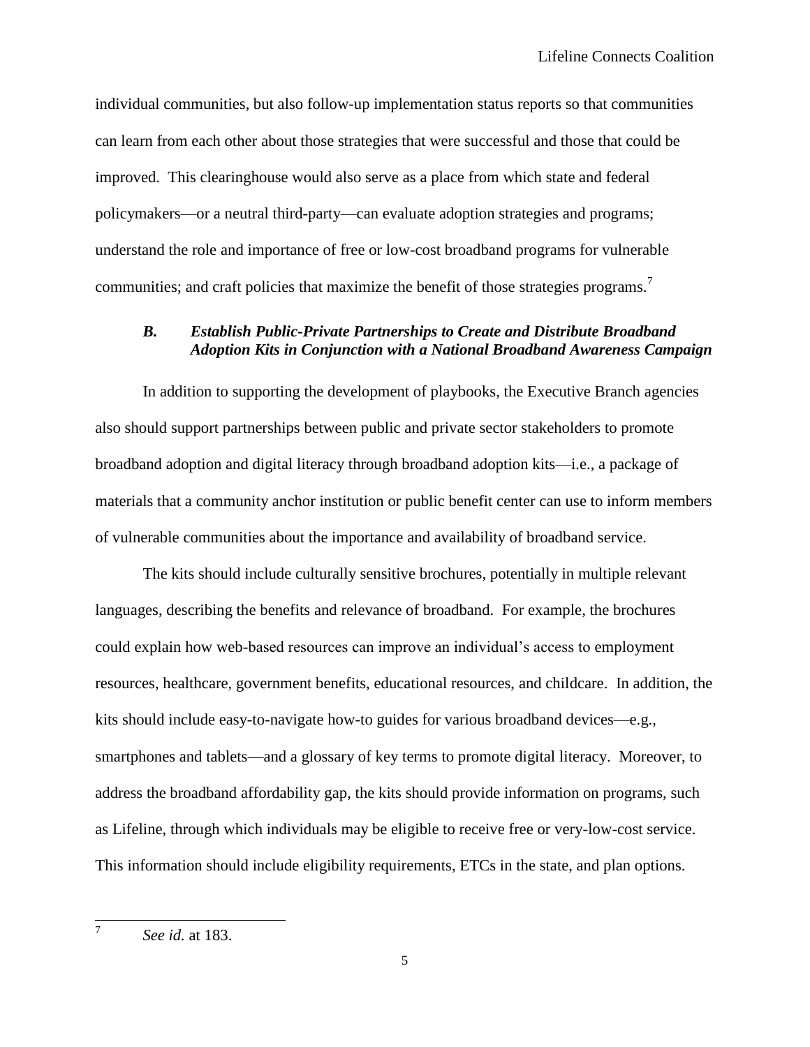individual communities, but also follow-up implementation status reports so that communities can learn from each other about those strategies that were successful and those that could be improved. This clearinghouse would also serve as a place from which state and federal policymakers—or a neutral third-party—can evaluate adoption strategies and programs; understand the role and importance of free or low-cost broadband programs for vulnerable communities; and craft policies that maximize the benefit of those strategies programs.[7]

### *B. Establish Public-Private Partnerships to Create and Distribute Broadband Adoption Kits in Conjunction with a National Broadband Awareness Campaign*

In addition to supporting the development of playbooks, the Executive Branch agencies also should support partnerships between public and private sector stakeholders to promote broadband adoption and digital literacy through broadband adoption kits—i.e., a package of materials that a community anchor institution or public benefit center can use to inform members of vulnerable communities about the importance and availability of broadband service.

The kits should include culturally sensitive brochures, potentially in multiple relevant languages, describing the benefits and relevance of broadband. For example, the brochures could explain how web-based resources can improve an individual's access to employment resources, healthcare, government benefits, educational resources, and childcare. In addition, the kits should include easy-to-navigate how-to guides for various broadband devices—e.g., smartphones and tablets—and a glossary of key terms to promote digital literacy. Moreover, to address the broadband affordability gap, the kits should provide information on programs, such as Lifeline, through which individuals may be eligible to receive free or very-low-cost service. This information should include eligibility requirements, ETCs in the state, and plan options.

---

[7] *See id.* at 183.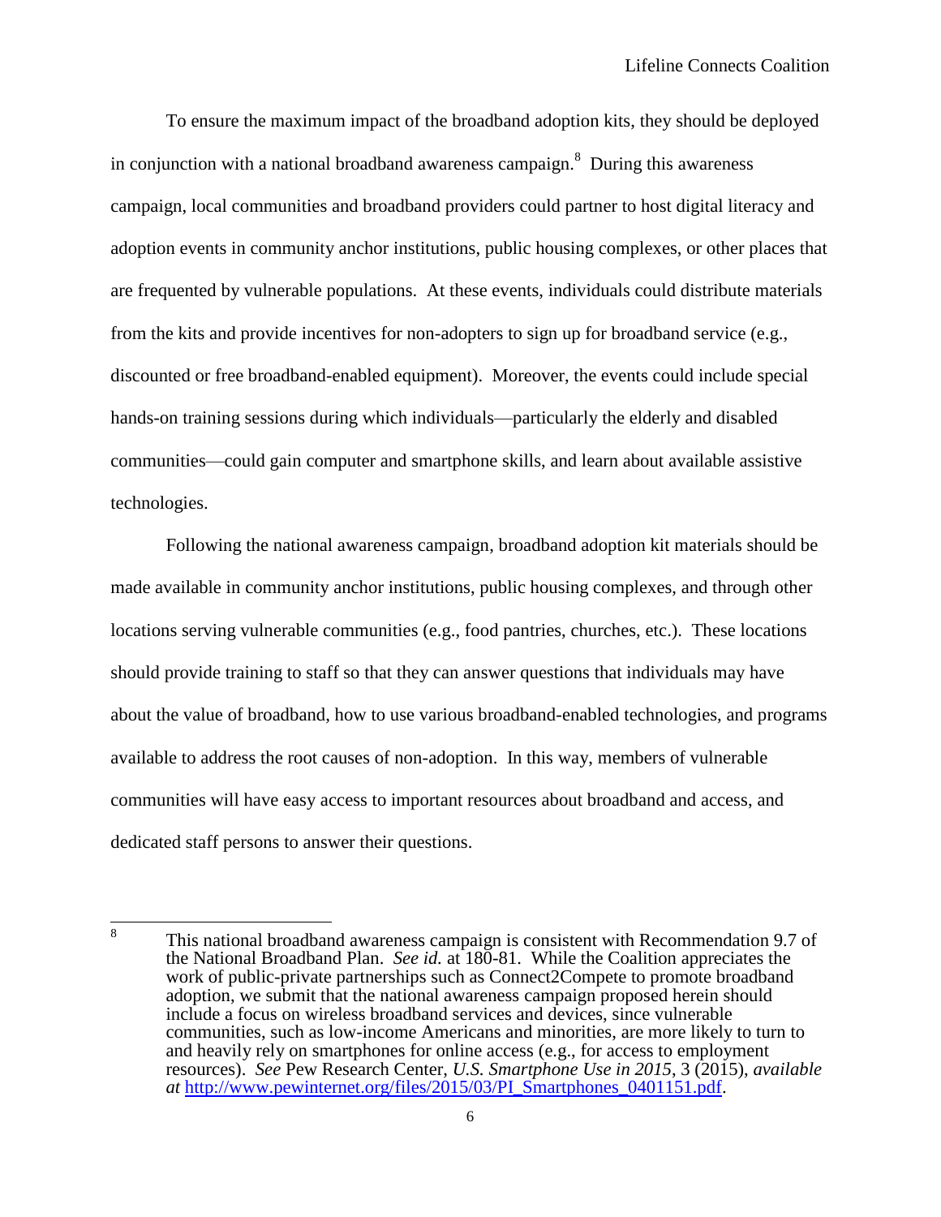To ensure the maximum impact of the broadband adoption kits, they should be deployed in conjunction with a national broadband awareness campaign.[8] During this awareness campaign, local communities and broadband providers could partner to host digital literacy and adoption events in community anchor institutions, public housing complexes, or other places that are frequented by vulnerable populations. At these events, individuals could distribute materials from the kits and provide incentives for non-adopters to sign up for broadband service (e.g., discounted or free broadband-enabled equipment). Moreover, the events could include special hands-on training sessions during which individuals—particularly the elderly and disabled communities—could gain computer and smartphone skills, and learn about available assistive technologies.

Following the national awareness campaign, broadband adoption kit materials should be made available in community anchor institutions, public housing complexes, and through other locations serving vulnerable communities (e.g., food pantries, churches, etc.). These locations should provide training to staff so that they can answer questions that individuals may have about the value of broadband, how to use various broadband-enabled technologies, and programs available to address the root causes of non-adoption. In this way, members of vulnerable communities will have easy access to important resources about broadband and access, and dedicated staff persons to answer their questions.

---

[8] This national broadband awareness campaign is consistent with Recommendation 9.7 of the National Broadband Plan. *See id.* at 180-81. While the Coalition appreciates the work of public-private partnerships such as Connect2Compete to promote broadband adoption, we submit that the national awareness campaign proposed herein should include a focus on wireless broadband services and devices, since vulnerable communities, such as low-income Americans and minorities, are more likely to turn to and heavily rely on smartphones for online access (e.g., for access to employment resources). *See* Pew Research Center, *U.S. Smartphone Use in 2015*, 3 (2015), *available at* http://www.pewinternet.org/files/2015/03/PI_Smartphones_0401151.pdf.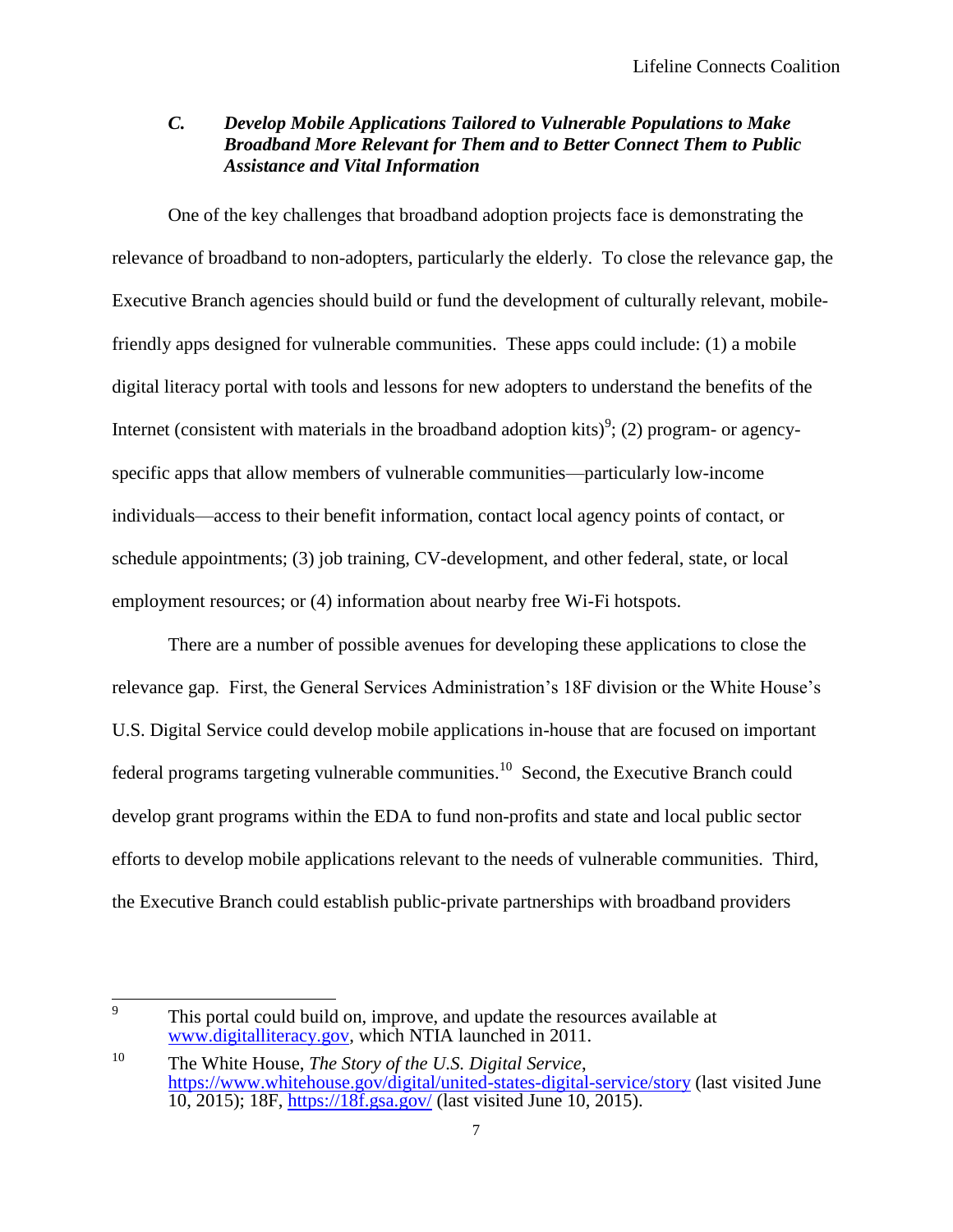### *C. Develop Mobile Applications Tailored to Vulnerable Populations to Make Broadband More Relevant for Them and to Better Connect Them to Public Assistance and Vital Information*

One of the key challenges that broadband adoption projects face is demonstrating the relevance of broadband to non-adopters, particularly the elderly. To close the relevance gap, the Executive Branch agencies should build or fund the development of culturally relevant, mobile-friendly apps designed for vulnerable communities. These apps could include: (1) a mobile digital literacy portal with tools and lessons for new adopters to understand the benefits of the Internet (consistent with materials in the broadband adoption kits)[9]; (2) program- or agency-specific apps that allow members of vulnerable communities—particularly low-income individuals—access to their benefit information, contact local agency points of contact, or schedule appointments; (3) job training, CV-development, and other federal, state, or local employment resources; or (4) information about nearby free Wi-Fi hotspots.

There are a number of possible avenues for developing these applications to close the relevance gap. First, the General Services Administration's 18F division or the White House's U.S. Digital Service could develop mobile applications in-house that are focused on important federal programs targeting vulnerable communities.[10] Second, the Executive Branch could develop grant programs within the EDA to fund non-profits and state and local public sector efforts to develop mobile applications relevant to the needs of vulnerable communities. Third, the Executive Branch could establish public-private partnerships with broadband providers

---

[9] This portal could build on, improve, and update the resources available at www.digitalliteracy.gov, which NTIA launched in 2011.

[10] The White House, *The Story of the U.S. Digital Service*, https://www.whitehouse.gov/digital/united-states-digital-service/story (last visited June 10, 2015); 18F, https://18f.gsa.gov/ (last visited June 10, 2015).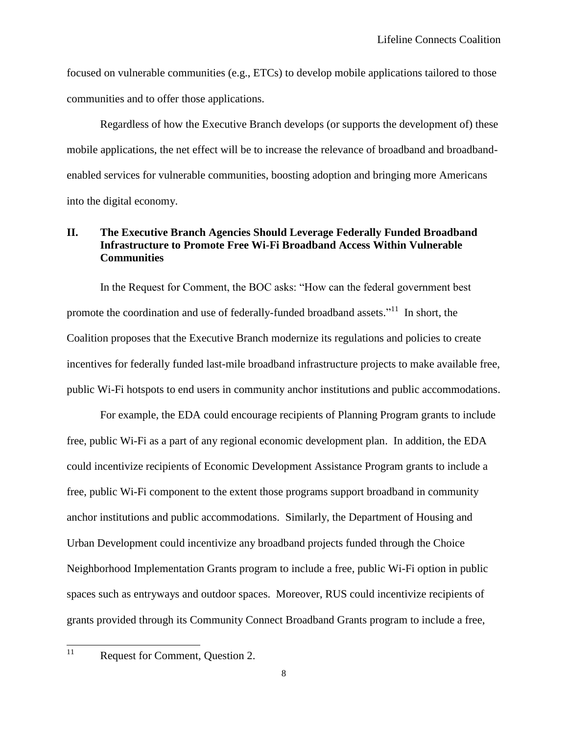focused on vulnerable communities (e.g., ETCs) to develop mobile applications tailored to those communities and to offer those applications.

Regardless of how the Executive Branch develops (or supports the development of) these mobile applications, the net effect will be to increase the relevance of broadband and broadband-enabled services for vulnerable communities, boosting adoption and bringing more Americans into the digital economy.

## II. The Executive Branch Agencies Should Leverage Federally Funded Broadband Infrastructure to Promote Free Wi-Fi Broadband Access Within Vulnerable Communities

In the Request for Comment, the BOC asks: "How can the federal government best promote the coordination and use of federally-funded broadband assets."[11] In short, the Coalition proposes that the Executive Branch modernize its regulations and policies to create incentives for federally funded last-mile broadband infrastructure projects to make available free, public Wi-Fi hotspots to end users in community anchor institutions and public accommodations.

For example, the EDA could encourage recipients of Planning Program grants to include free, public Wi-Fi as a part of any regional economic development plan. In addition, the EDA could incentivize recipients of Economic Development Assistance Program grants to include a free, public Wi-Fi component to the extent those programs support broadband in community anchor institutions and public accommodations. Similarly, the Department of Housing and Urban Development could incentivize any broadband projects funded through the Choice Neighborhood Implementation Grants program to include a free, public Wi-Fi option in public spaces such as entryways and outdoor spaces. Moreover, RUS could incentivize recipients of grants provided through its Community Connect Broadband Grants program to include a free,

[11] Request for Comment, Question 2.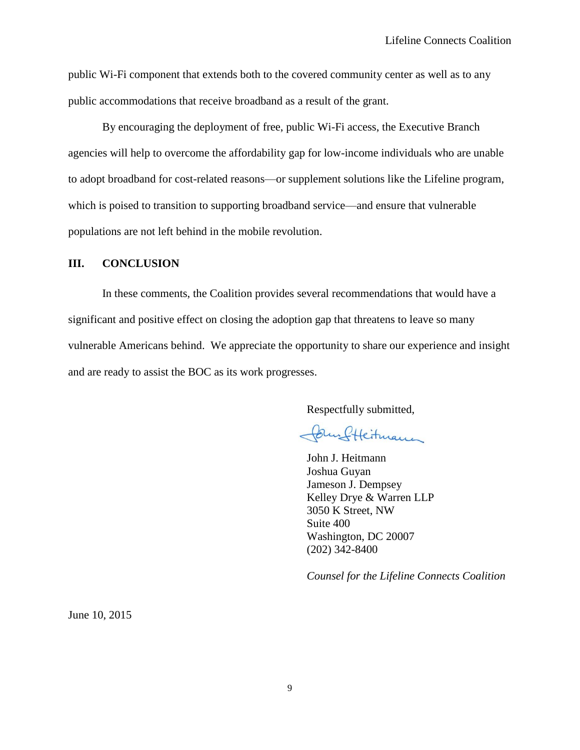public Wi-Fi component that extends both to the covered community center as well as to any public accommodations that receive broadband as a result of the grant.

By encouraging the deployment of free, public Wi-Fi access, the Executive Branch agencies will help to overcome the affordability gap for low-income individuals who are unable to adopt broadband for cost-related reasons—or supplement solutions like the Lifeline program, which is poised to transition to supporting broadband service—and ensure that vulnerable populations are not left behind in the mobile revolution.

## III. CONCLUSION

In these comments, the Coalition provides several recommendations that would have a significant and positive effect on closing the adoption gap that threatens to leave so many vulnerable Americans behind. We appreciate the opportunity to share our experience and insight and are ready to assist the BOC as its work progresses.

Respectfully submitted,

John J. Heitmann
Joshua Guyan
Jameson J. Dempsey
Kelley Drye & Warren LLP
3050 K Street, NW
Suite 400
Washington, DC 20007
(202) 342-8400

*Counsel for the Lifeline Connects Coalition*

June 10, 2015